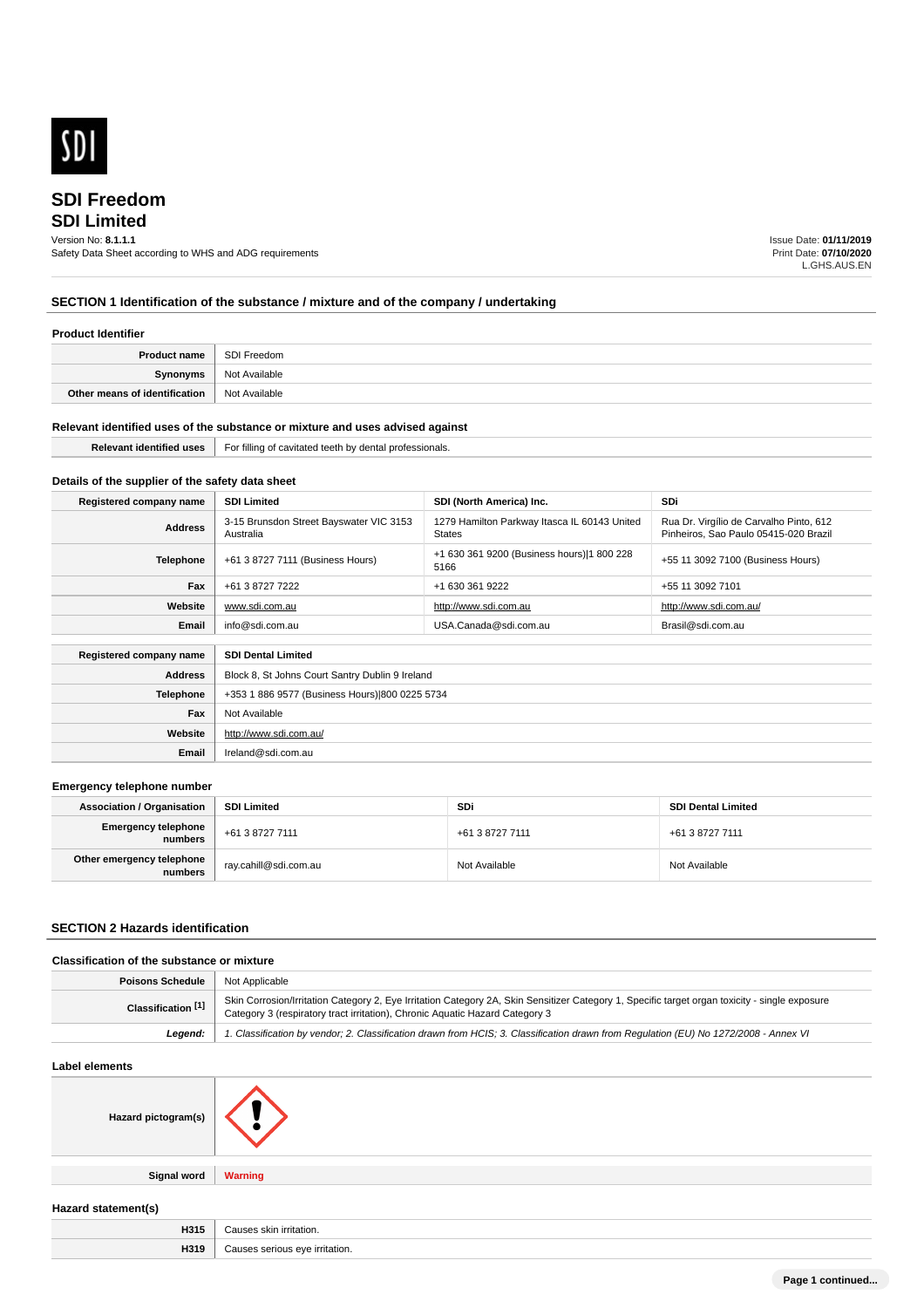# SDI Freedom
## SDI Limited

Version No: **8.1.1.1**
Safety Data Sheet according to WHS and ADG requirements

Issue Date: **01/11/2019**
Print Date: **07/10/2020**
L.GHS.AUS.EN

## SECTION 1 Identification of the substance / mixture and of the company / undertaking

### Product Identifier

| | |
|---|---|
| **Product name** | SDI Freedom |
| **Synonyms** | Not Available |
| **Other means of identification** | Not Available |

### Relevant identified uses of the substance or mixture and uses advised against

| | |
|---|---|
| **Relevant identified uses** | For filling of cavitated teeth by dental professionals. |

### Details of the supplier of the safety data sheet

| **Registered company name** | **SDI Limited** | **SDI (North America) Inc.** | **SDi** |
|---|---|---|---|
| **Address** | 3-15 Brunsdon Street Bayswater VIC 3153 Australia | 1279 Hamilton Parkway Itasca IL 60143 United States | Rua Dr. Virgílio de Carvalho Pinto, 612 Pinheiros, Sao Paulo 05415-020 Brazil |
| **Telephone** | +61 3 8727 7111 (Business Hours) | +1 630 361 9200 (Business hours)\|1 800 228 5166 | +55 11 3092 7100 (Business Hours) |
| **Fax** | +61 3 8727 7222 | +1 630 361 9222 | +55 11 3092 7101 |
| **Website** | www.sdi.com.au | http://www.sdi.com.au | http://www.sdi.com.au/ |
| **Email** | info@sdi.com.au | USA.Canada@sdi.com.au | Brasil@sdi.com.au |

| **Registered company name** | **SDI Dental Limited** |
|---|---|
| **Address** | Block 8, St Johns Court Santry Dublin 9 Ireland |
| **Telephone** | +353 1 886 9577 (Business Hours)\|800 0225 5734 |
| **Fax** | Not Available |
| **Website** | http://www.sdi.com.au/ |
| **Email** | Ireland@sdi.com.au |

### Emergency telephone number

| **Association / Organisation** | **SDI Limited** | **SDi** | **SDI Dental Limited** |
|---|---|---|---|
| **Emergency telephone numbers** | +61 3 8727 7111 | +61 3 8727 7111 | +61 3 8727 7111 |
| **Other emergency telephone numbers** | ray.cahill@sdi.com.au | Not Available | Not Available |

## SECTION 2 Hazards identification

### Classification of the substance or mixture

| | |
|---|---|
| **Poisons Schedule** | Not Applicable |
| **Classification [1]** | Skin Corrosion/Irritation Category 2, Eye Irritation Category 2A, Skin Sensitizer Category 1, Specific target organ toxicity - single exposure Category 3 (respiratory tract irritation), Chronic Aquatic Hazard Category 3 |
| ***Legend:*** | *1. Classification by vendor; 2. Classification drawn from HCIS; 3. Classification drawn from Regulation (EU) No 1272/2008 - Annex VI* |

### Label elements

| | |
|---|---|
| **Hazard pictogram(s)** | |
| **Signal word** | **Warning** |

### Hazard statement(s)

| | |
|---|---|
| **H315** | Causes skin irritation. |
| **H319** | Causes serious eye irritation. |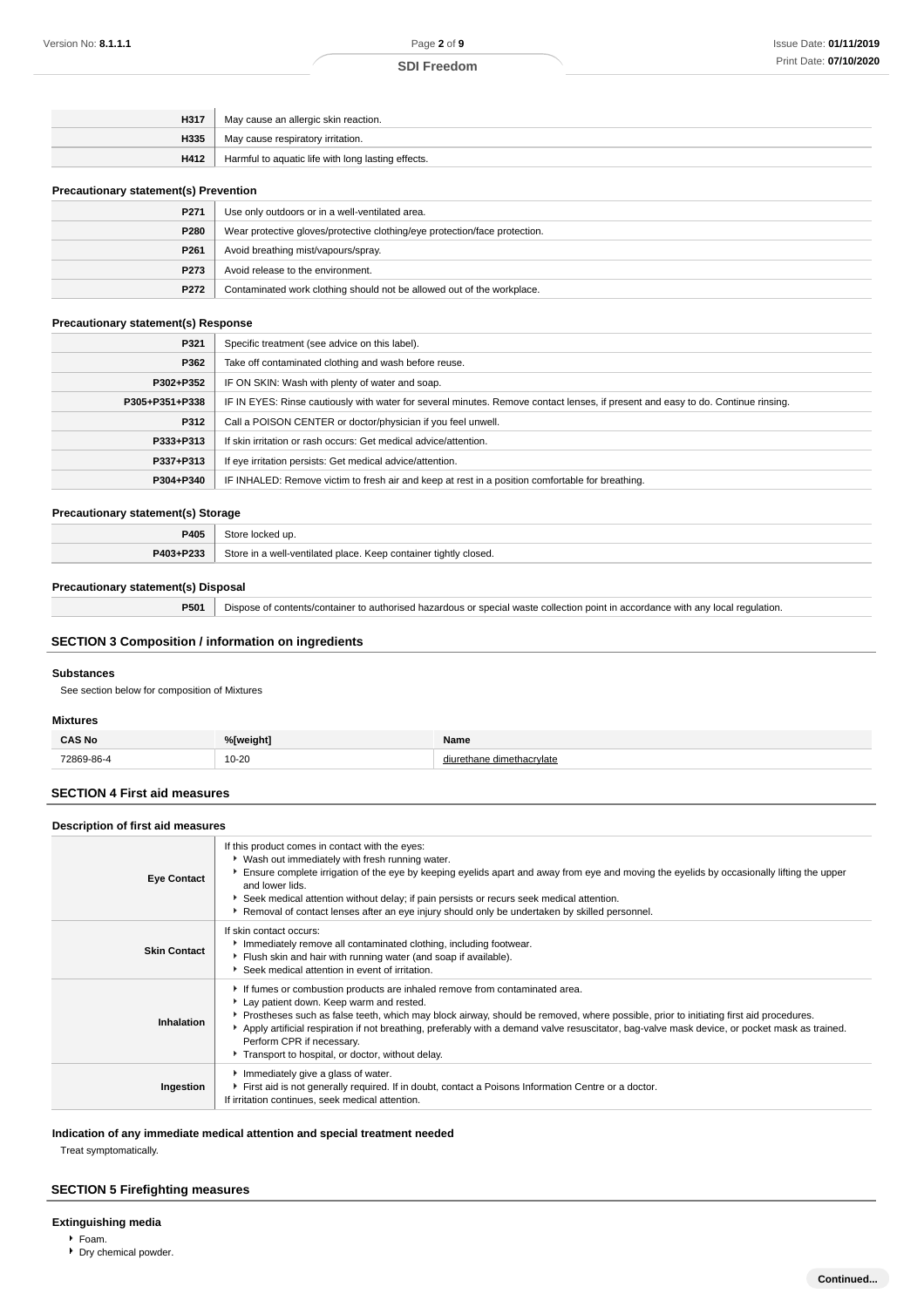| | |
|---|---|
| **H317** | May cause an allergic skin reaction. |
| **H335** | May cause respiratory irritation. |
| **H412** | Harmful to aquatic life with long lasting effects. |

### Precautionary statement(s) Prevention

| | |
|---|---|
| **P271** | Use only outdoors or in a well-ventilated area. |
| **P280** | Wear protective gloves/protective clothing/eye protection/face protection. |
| **P261** | Avoid breathing mist/vapours/spray. |
| **P273** | Avoid release to the environment. |
| **P272** | Contaminated work clothing should not be allowed out of the workplace. |

### Precautionary statement(s) Response

| | |
|---|---|
| **P321** | Specific treatment (see advice on this label). |
| **P362** | Take off contaminated clothing and wash before reuse. |
| **P302+P352** | IF ON SKIN: Wash with plenty of water and soap. |
| **P305+P351+P338** | IF IN EYES: Rinse cautiously with water for several minutes. Remove contact lenses, if present and easy to do. Continue rinsing. |
| **P312** | Call a POISON CENTER or doctor/physician if you feel unwell. |
| **P333+P313** | If skin irritation or rash occurs: Get medical advice/attention. |
| **P337+P313** | If eye irritation persists: Get medical advice/attention. |
| **P304+P340** | IF INHALED: Remove victim to fresh air and keep at rest in a position comfortable for breathing. |

### Precautionary statement(s) Storage

| | |
|---|---|
| **P405** | Store locked up. |
| **P403+P233** | Store in a well-ventilated place. Keep container tightly closed. |

### Precautionary statement(s) Disposal

| | |
|---|---|
| **P501** | Dispose of contents/container to authorised hazardous or special waste collection point in accordance with any local regulation. |

## SECTION 3 Composition / information on ingredients

### Substances

See section below for composition of Mixtures

### Mixtures

| CAS No | %[weight] | Name |
|---|---|---|
| 72869-86-4 | 10-20 | diurethane dimethacrylate |

## SECTION 4 First aid measures

### Description of first aid measures

| | |
|---|---|
| **Eye Contact** | If this product comes in contact with the eyes:<br>▸ Wash out immediately with fresh running water.<br>▸ Ensure complete irrigation of the eye by keeping eyelids apart and away from eye and moving the eyelids by occasionally lifting the upper and lower lids.<br>▸ Seek medical attention without delay; if pain persists or recurs seek medical attention.<br>▸ Removal of contact lenses after an eye injury should only be undertaken by skilled personnel. |
| **Skin Contact** | If skin contact occurs:<br>▸ Immediately remove all contaminated clothing, including footwear.<br>▸ Flush skin and hair with running water (and soap if available).<br>▸ Seek medical attention in event of irritation. |
| **Inhalation** | ▸ If fumes or combustion products are inhaled remove from contaminated area.<br>▸ Lay patient down. Keep warm and rested.<br>▸ Prostheses such as false teeth, which may block airway, should be removed, where possible, prior to initiating first aid procedures.<br>▸ Apply artificial respiration if not breathing, preferably with a demand valve resuscitator, bag-valve mask device, or pocket mask as trained. Perform CPR if necessary.<br>▸ Transport to hospital, or doctor, without delay. |
| **Ingestion** | ▸ Immediately give a glass of water.<br>▸ First aid is not generally required. If in doubt, contact a Poisons Information Centre or a doctor.<br>If irritation continues, seek medical attention. |

### Indication of any immediate medical attention and special treatment needed

Treat symptomatically.

## SECTION 5 Firefighting measures

### Extinguishing media

- Foam.
- Dry chemical powder.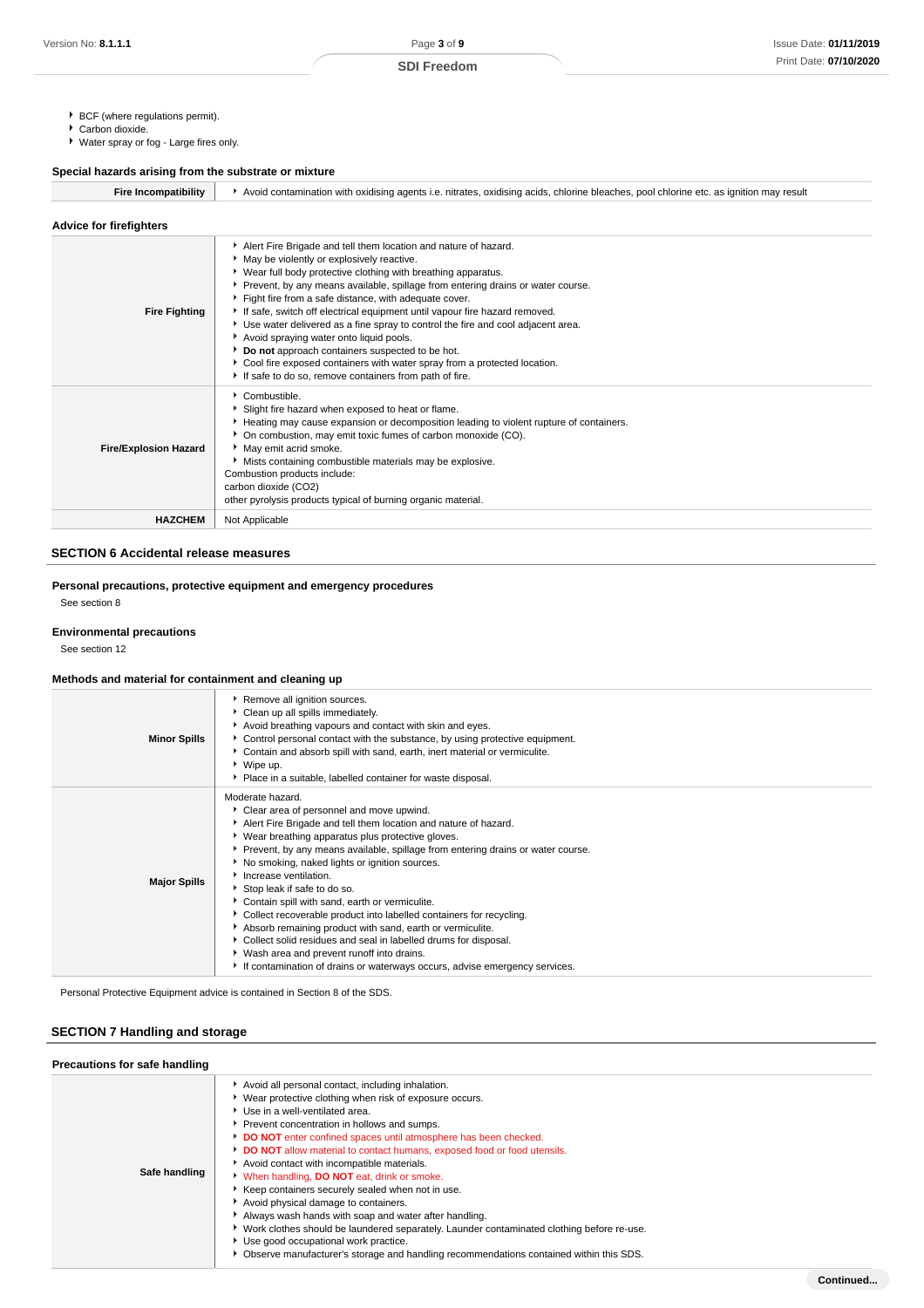- BCF (where regulations permit).
- Carbon dioxide.
- Water spray or fog - Large fires only.

### Special hazards arising from the substrate or mixture

| | |
|---|---|
| **Fire Incompatibility** | Avoid contamination with oxidising agents i.e. nitrates, oxidising acids, chlorine bleaches, pool chlorine etc. as ignition may result |

### Advice for firefighters

| | |
|---|---|
| **Fire Fighting** | Alert Fire Brigade and tell them location and nature of hazard.<br>May be violently or explosively reactive.<br>Wear full body protective clothing with breathing apparatus.<br>Prevent, by any means available, spillage from entering drains or water course.<br>Fight fire from a safe distance, with adequate cover.<br>If safe, switch off electrical equipment until vapour fire hazard removed.<br>Use water delivered as a fine spray to control the fire and cool adjacent area.<br>Avoid spraying water onto liquid pools.<br>**Do not** approach containers suspected to be hot.<br>Cool fire exposed containers with water spray from a protected location.<br>If safe to do so, remove containers from path of fire. |
| **Fire/Explosion Hazard** | Combustible.<br>Slight fire hazard when exposed to heat or flame.<br>Heating may cause expansion or decomposition leading to violent rupture of containers.<br>On combustion, may emit toxic fumes of carbon monoxide (CO).<br>May emit acrid smoke.<br>Mists containing combustible materials may be explosive.<br>Combustion products include:<br>carbon dioxide ($CO_2$)<br>other pyrolysis products typical of burning organic material. |
| **HAZCHEM** | Not Applicable |

## SECTION 6 Accidental release measures

### Personal precautions, protective equipment and emergency procedures

See section 8

### Environmental precautions

See section 12

### Methods and material for containment and cleaning up

| | |
|---|---|
| **Minor Spills** | Remove all ignition sources.<br>Clean up all spills immediately.<br>Avoid breathing vapours and contact with skin and eyes.<br>Control personal contact with the substance, by using protective equipment.<br>Contain and absorb spill with sand, earth, inert material or vermiculite.<br>Wipe up.<br>Place in a suitable, labelled container for waste disposal. |
| **Major Spills** | Moderate hazard.<br>Clear area of personnel and move upwind.<br>Alert Fire Brigade and tell them location and nature of hazard.<br>Wear breathing apparatus plus protective gloves.<br>Prevent, by any means available, spillage from entering drains or water course.<br>No smoking, naked lights or ignition sources.<br>Increase ventilation.<br>Stop leak if safe to do so.<br>Contain spill with sand, earth or vermiculite.<br>Collect recoverable product into labelled containers for recycling.<br>Absorb remaining product with sand, earth or vermiculite.<br>Collect solid residues and seal in labelled drums for disposal.<br>Wash area and prevent runoff into drains.<br>If contamination of drains or waterways occurs, advise emergency services. |

Personal Protective Equipment advice is contained in Section 8 of the SDS.

## SECTION 7 Handling and storage

### Precautions for safe handling

| | |
|---|---|
| **Safe handling** | Avoid all personal contact, including inhalation.<br>Wear protective clothing when risk of exposure occurs.<br>Use in a well-ventilated area.<br>Prevent concentration in hollows and sumps.<br>**DO NOT** enter confined spaces until atmosphere has been checked.<br>**DO NOT** allow material to contact humans, exposed food or food utensils.<br>Avoid contact with incompatible materials.<br>When handling, **DO NOT** eat, drink or smoke.<br>Keep containers securely sealed when not in use.<br>Avoid physical damage to containers.<br>Always wash hands with soap and water after handling.<br>Work clothes should be laundered separately. Launder contaminated clothing before re-use.<br>Use good occupational work practice.<br>Observe manufacturer's storage and handling recommendations contained within this SDS. |

Continued...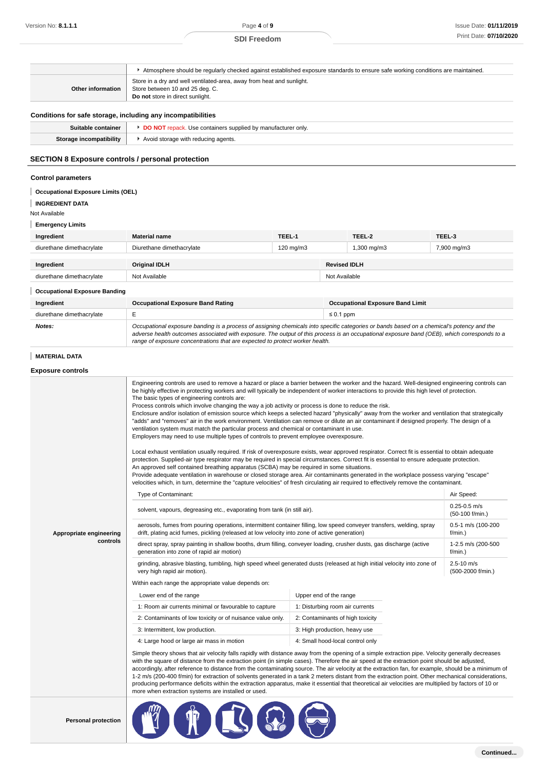| | |
|---|---|
| | Atmosphere should be regularly checked against established exposure standards to ensure safe working conditions are maintained. |
| **Other information** | Store in a dry and well ventilated-area, away from heat and sunlight.<br>Store between 10 and 25 deg. C.<br>**Do not** store in direct sunlight. |

### Conditions for safe storage, including any incompatibilities

| | |
|---|---|
| **Suitable container** | **DO NOT** repack. Use containers supplied by manufacturer only. |
| **Storage incompatibility** | Avoid storage with reducing agents. |

## SECTION 8 Exposure controls / personal protection

### Control parameters

#### Occupational Exposure Limits (OEL)

#### INGREDIENT DATA

Not Available

#### Emergency Limits

| Ingredient | Material name | TEEL-1 | TEEL-2 | TEEL-3 |
|---|---|---|---|---|
| diurethane dimethacrylate | Diurethane dimethacrylate | 120 mg/m3 | 1,300 mg/m3 | 7,900 mg/m3 |

| Ingredient | Original IDLH | Revised IDLH |
|---|---|---|
| diurethane dimethacrylate | Not Available | Not Available |

#### Occupational Exposure Banding

| Ingredient | Occupational Exposure Band Rating | Occupational Exposure Band Limit |
|---|---|---|
| diurethane dimethacrylate | E | ≤ 0.1 ppm |
| ***Notes:*** | *Occupational exposure banding is a process of assigning chemicals into specific categories or bands based on a chemical's potency and the adverse health outcomes associated with exposure. The output of this process is an occupational exposure band (OEB), which corresponds to a range of exposure concentrations that are expected to protect worker health.* | |

#### MATERIAL DATA

### Exposure controls

**Appropriate engineering controls**

Engineering controls are used to remove a hazard or place a barrier between the worker and the hazard. Well-designed engineering controls can be highly effective in protecting workers and will typically be independent of worker interactions to provide this high level of protection.
The basic types of engineering controls are:
Process controls which involve changing the way a job activity or process is done to reduce the risk.
Enclosure and/or isolation of emission source which keeps a selected hazard "physically" away from the worker and ventilation that strategically "adds" and "removes" air in the work environment. Ventilation can remove or dilute an air contaminant if designed properly. The design of a ventilation system must match the particular process and chemical or contaminant in use.
Employers may need to use multiple types of controls to prevent employee overexposure.

Local exhaust ventilation usually required. If risk of overexposure exists, wear approved respirator. Correct fit is essential to obtain adequate protection. Supplied-air type respirator may be required in special circumstances. Correct fit is essential to ensure adequate protection.
An approved self contained breathing apparatus (SCBA) may be required in some situations.
Provide adequate ventilation in warehouse or closed storage area. Air contaminants generated in the workplace possess varying "escape" velocities which, in turn, determine the "capture velocities" of fresh circulating air required to effectively remove the contaminant.

| Type of Contaminant: | Air Speed: |
|---|---|
| solvent, vapours, degreasing etc., evaporating from tank (in still air). | 0.25-0.5 m/s (50-100 f/min.) |
| aerosols, fumes from pouring operations, intermittent container filling, low speed conveyer transfers, welding, spray drift, plating acid fumes, pickling (released at low velocity into zone of active generation) | 0.5-1 m/s (100-200 f/min.) |
| direct spray, spray painting in shallow booths, drum filling, conveyer loading, crusher dusts, gas discharge (active generation into zone of rapid air motion) | 1-2.5 m/s (200-500 f/min.) |
| grinding, abrasive blasting, tumbling, high speed wheel generated dusts (released at high initial velocity into zone of very high rapid air motion). | 2.5-10 m/s (500-2000 f/min.) |

Within each range the appropriate value depends on:

| Lower end of the range | Upper end of the range |
|---|---|
| 1: Room air currents minimal or favourable to capture | 1: Disturbing room air currents |
| 2: Contaminants of low toxicity or of nuisance value only. | 2: Contaminants of high toxicity |
| 3: Intermittent, low production. | 3: High production, heavy use |
| 4: Large hood or large air mass in motion | 4: Small hood-local control only |

Simple theory shows that air velocity falls rapidly with distance away from the opening of a simple extraction pipe. Velocity generally decreases with the square of distance from the extraction point (in simple cases). Therefore the air speed at the extraction point should be adjusted, accordingly, after reference to distance from the contaminating source. The air velocity at the extraction fan, for example, should be a minimum of 1-2 m/s (200-400 f/min) for extraction of solvents generated in a tank 2 meters distant from the extraction point. Other mechanical considerations, producing performance deficits within the extraction apparatus, make it essential that theoretical air velocities are multiplied by factors of 10 or more when extraction systems are installed or used.

**Personal protection**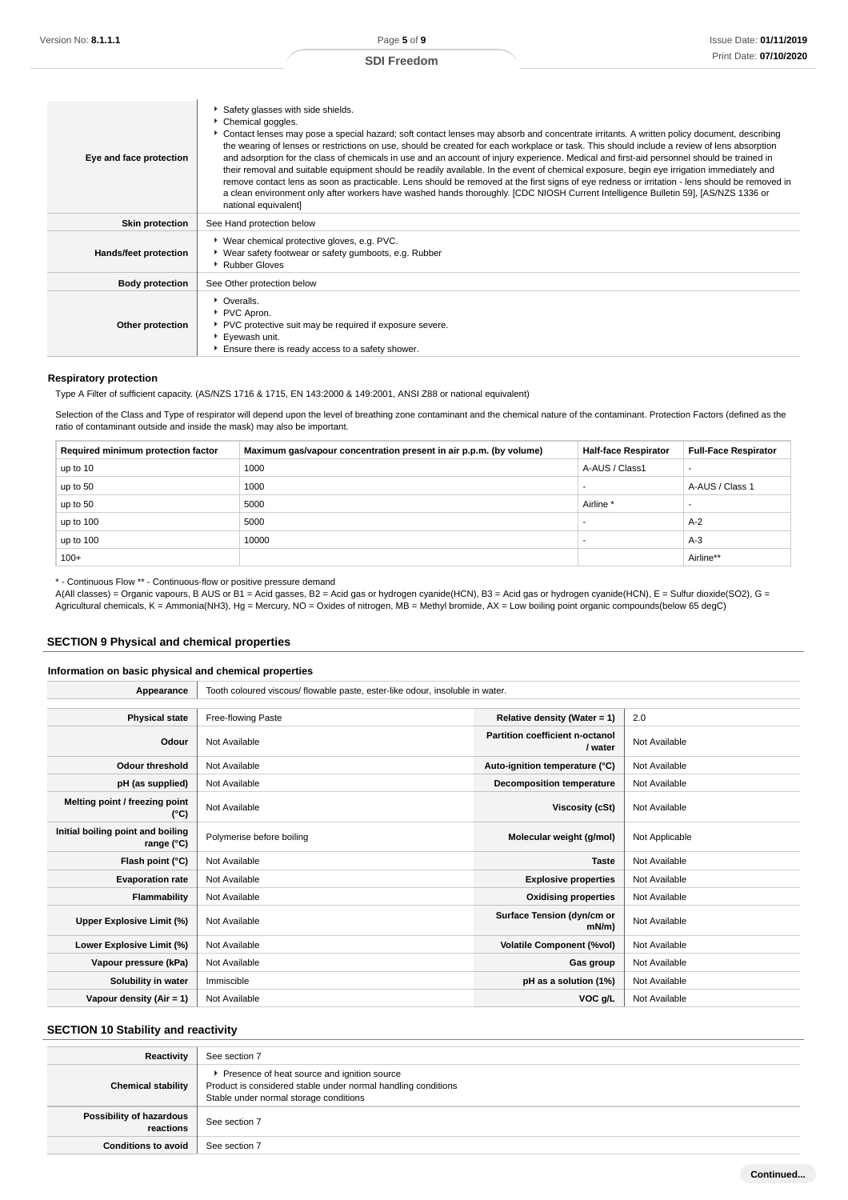| | |
|---|---|
| **Eye and face protection** | ▸ Safety glasses with side shields.<br>▸ Chemical goggles.<br>▸ Contact lenses may pose a special hazard; soft contact lenses may absorb and concentrate irritants. A written policy document, describing the wearing of lenses or restrictions on use, should be created for each workplace or task. This should include a review of lens absorption and adsorption for the class of chemicals in use and an account of injury experience. Medical and first-aid personnel should be trained in their removal and suitable equipment should be readily available. In the event of chemical exposure, begin eye irrigation immediately and remove contact lens as soon as practicable. Lens should be removed at the first signs of eye redness or irritation - lens should be removed in a clean environment only after workers have washed hands thoroughly. [CDC NIOSH Current Intelligence Bulletin 59], [AS/NZS 1336 or national equivalent] |
| **Skin protection** | See Hand protection below |
| **Hands/feet protection** | ▸ Wear chemical protective gloves, e.g. PVC.<br>▸ Wear safety footwear or safety gumboots, e.g. Rubber<br>▸ Rubber Gloves |
| **Body protection** | See Other protection below |
| **Other protection** | ▸ Overalls.<br>▸ PVC Apron.<br>▸ PVC protective suit may be required if exposure severe.<br>▸ Eyewash unit.<br>▸ Ensure there is ready access to a safety shower. |

#### Respiratory protection

Type A Filter of sufficient capacity. (AS/NZS 1716 & 1715, EN 143:2000 & 149:2001, ANSI Z88 or national equivalent)

Selection of the Class and Type of respirator will depend upon the level of breathing zone contaminant and the chemical nature of the contaminant. Protection Factors (defined as the ratio of contaminant outside and inside the mask) may also be important.

| Required minimum protection factor | Maximum gas/vapour concentration present in air p.p.m. (by volume) | Half-face Respirator | Full-Face Respirator |
|---|---|---|---|
| up to 10 | 1000 | A-AUS / Class1 | - |
| up to 50 | 1000 | - | A-AUS / Class 1 |
| up to 50 | 5000 | Airline * | - |
| up to 100 | 5000 | - | A-2 |
| up to 100 | 10000 | - | A-3 |
| 100+ | | | Airline** |

* - Continuous Flow ** - Continuous-flow or positive pressure demand
A(All classes) = Organic vapours, B AUS or B1 = Acid gasses, B2 = Acid gas or hydrogen cyanide(HCN), B3 = Acid gas or hydrogen cyanide(HCN), E = Sulfur dioxide($SO_2$), G = Agricultural chemicals, K = Ammonia($NH_3$), Hg = Mercury, NO = Oxides of nitrogen, MB = Methyl bromide, AX = Low boiling point organic compounds(below 65 degC)

## SECTION 9 Physical and chemical properties

### Information on basic physical and chemical properties

| | | | |
|---|---|---|---|
| **Appearance** | Tooth coloured viscous/ flowable paste, ester-like odour, insoluble in water. | | |
| **Physical state** | Free-flowing Paste | **Relative density (Water = 1)** | 2.0 |
| **Odour** | Not Available | **Partition coefficient n-octanol / water** | Not Available |
| **Odour threshold** | Not Available | **Auto-ignition temperature (°C)** | Not Available |
| **pH (as supplied)** | Not Available | **Decomposition temperature** | Not Available |
| **Melting point / freezing point (°C)** | Not Available | **Viscosity (cSt)** | Not Available |
| **Initial boiling point and boiling range (°C)** | Polymerise before boiling | **Molecular weight (g/mol)** | Not Applicable |
| **Flash point (°C)** | Not Available | **Taste** | Not Available |
| **Evaporation rate** | Not Available | **Explosive properties** | Not Available |
| **Flammability** | Not Available | **Oxidising properties** | Not Available |
| **Upper Explosive Limit (%)** | Not Available | **Surface Tension (dyn/cm or mN/m)** | Not Available |
| **Lower Explosive Limit (%)** | Not Available | **Volatile Component (%vol)** | Not Available |
| **Vapour pressure (kPa)** | Not Available | **Gas group** | Not Available |
| **Solubility in water** | Immiscible | **pH as a solution (1%)** | Not Available |
| **Vapour density (Air = 1)** | Not Available | **VOC g/L** | Not Available |

## SECTION 10 Stability and reactivity

| | |
|---|---|
| **Reactivity** | See section 7 |
| **Chemical stability** | ▸ Presence of heat source and ignition source<br>Product is considered stable under normal handling conditions<br>Stable under normal storage conditions |
| **Possibility of hazardous reactions** | See section 7 |
| **Conditions to avoid** | See section 7 |

Continued...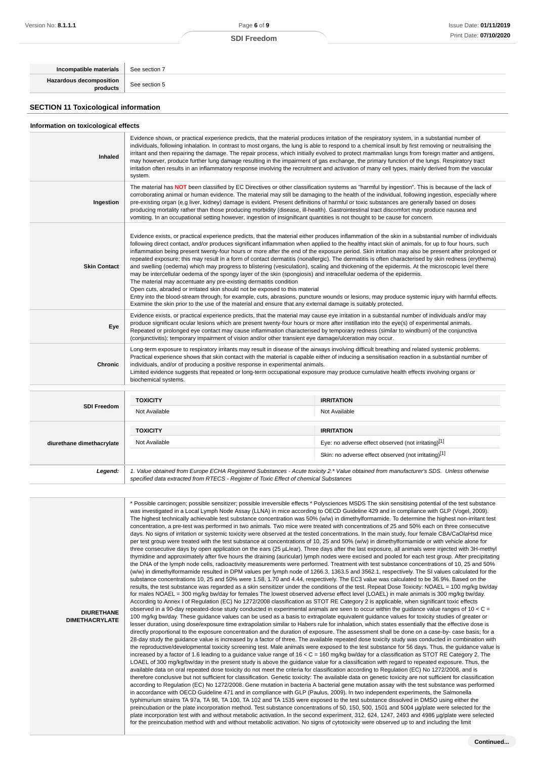| | |
|---|---|
| **Incompatible materials** | See section 7 |
| **Hazardous decomposition products** | See section 5 |

## SECTION 11 Toxicological information

### Information on toxicological effects

| | |
|---|---|
| **Inhaled** | Evidence shows, or practical experience predicts, that the material produces irritation of the respiratory system, in a substantial number of individuals, following inhalation. In contrast to most organs, the lung is able to respond to a chemical insult by first removing or neutralising the irritant and then repairing the damage. The repair process, which initially evolved to protect mammalian lungs from foreign matter and antigens, may however, produce further lung damage resulting in the impairment of gas exchange, the primary function of the lungs. Respiratory tract irritation often results in an inflammatory response involving the recruitment and activation of many cell types, mainly derived from the vascular system. |
| **Ingestion** | The material has **NOT** been classified by EC Directives or other classification systems as "harmful by ingestion". This is because of the lack of corroborating animal or human evidence. The material may still be damaging to the health of the individual, following ingestion, especially where pre-existing organ (e.g liver, kidney) damage is evident. Present definitions of harmful or toxic substances are generally based on doses producing mortality rather than those producing morbidity (disease, ill-health). Gastrointestinal tract discomfort may produce nausea and vomiting. In an occupational setting however, ingestion of insignificant quantities is not thought to be cause for concern. |
| **Skin Contact** | Evidence exists, or practical experience predicts, that the material either produces inflammation of the skin in a substantial number of individuals following direct contact, and/or produces significant inflammation when applied to the healthy intact skin of animals, for up to four hours, such inflammation being present twenty-four hours or more after the end of the exposure period. Skin irritation may also be present after prolonged or repeated exposure; this may result in a form of contact dermatitis (nonallergic). The dermatitis is often characterised by skin redness (erythema) and swelling (oedema) which may progress to blistering (vesiculation), scaling and thickening of the epidermis. At the microscopic level there may be intercellular oedema of the spongy layer of the skin (spongiosis) and intracellular oedema of the epidermis.<br>The material may accentuate any pre-existing dermatitis condition<br>Open cuts, abraded or irritated skin should not be exposed to this material<br>Entry into the blood-stream through, for example, cuts, abrasions, puncture wounds or lesions, may produce systemic injury with harmful effects. Examine the skin prior to the use of the material and ensure that any external damage is suitably protected. |
| **Eye** | Evidence exists, or practical experience predicts, that the material may cause eye irritation in a substantial number of individuals and/or may produce significant ocular lesions which are present twenty-four hours or more after instillation into the eye(s) of experimental animals.<br>Repeated or prolonged eye contact may cause inflammation characterised by temporary redness (similar to windburn) of the conjunctiva (conjunctivitis); temporary impairment of vision and/or other transient eye damage/ulceration may occur. |
| **Chronic** | Long-term exposure to respiratory irritants may result in disease of the airways involving difficult breathing and related systemic problems.<br>Practical experience shows that skin contact with the material is capable either of inducing a sensitisation reaction in a substantial number of individuals, and/or of producing a positive response in experimental animals.<br>Limited evidence suggests that repeated or long-term occupational exposure may produce cumulative health effects involving organs or biochemical systems. |

| | TOXICITY | IRRITATION |
|---|---|---|
| **SDI Freedom** | Not Available | Not Available |
| | **TOXICITY** | **IRRITATION** |
| **diurethane dimethacrylate** | Not Available | Eye: no adverse effect observed (not irritating)[1] |
| | | Skin: no adverse effect observed (not irritating)[1] |
| ***Legend:*** | *1. Value obtained from Europe ECHA Registered Substances - Acute toxicity 2.\* Value obtained from manufacturer's SDS. Unless otherwise specified data extracted from RTECS - Register of Toxic Effect of chemical Substances* | |

| | |
|---|---|
| **DIURETHANE DIMETHACRYLATE** | * Possible carcinogen; possible sensitizer; possible irreversible effects * Polysciences MSDS The skin sensitising potential of the test substance was investigated in a Local Lymph Node Assay (LLNA) in mice according to OECD Guideline 429 and in compliance with GLP (Vogel, 2009). The highest technically achievable test substance concentration was 50% (w/w) in dimethylformamide. To determine the highest non-irritant test concentration, a pre-test was performed in two animals. Two mice were treated with concentrations of 25 and 50% each on three consecutive days. No signs of irritation or systemic toxicity were observed at the tested concentrations. In the main study, four female CBA/CaOlaHsd mice per test group were treated with the test substance at concentrations of 10, 25 and 50% (w/w) in dimethylformamide or with vehicle alone for three consecutive days by open application on the ears (25 µL/ear). Three days after the last exposure, all animals were injected with 3H-methyl thymidine and approximately after five hours the draining (auricular) lymph nodes were excised and pooled for each test group. After precipitating the DNA of the lymph node cells, radioactivity measurements were performed. Treatment with test substance concentrations of 10, 25 and 50% (w/w) in dimethylformamide resulted in DPM values per lymph node of 1266.3, 1363.5 and 3562.1, respectively. The SI values calculated for the substance concentrations 10, 25 and 50% were 1.58, 1.70 and 4.44, respectively. The EC3 value was calculated to be 36.9%. Based on the results, the test substance was regarded as a skin sensitizer under the conditions of the test. Repeat Dose Toxicity: NOAEL = 100 mg/kg bw/day for males NOAEL = 300 mg/kg bw/day for females The lowest observed adverse effect level (LOAEL) in male animals is 300 mg/kg bw/day. According to Annex I of Regulation (EC) No 1272/2008 classification as STOT RE Category 2 is applicable, when significant toxic effects observed in a 90-day repeated-dose study conducted in experimental animals are seen to occur within the guidance value ranges of 10 < C = 100 mg/kg bw/day. These guidance values can be used as a basis to extrapolate equivalent guidance values for toxicity studies of greater or lesser duration, using dose/exposure time extrapolation similar to Habers rule for inhalation, which states essentially that the effective dose is directly proportional to the exposure concentration and the duration of exposure. The assessment shall be done on a case-by- case basis; for a 28-day study the guidance value is increased by a factor of three. The available repeated dose toxicity study was conducted in combination with the reproductive/developmental toxicity screening test. Male animals were exposed to the test substance for 56 days. Thus, the guidance value is increased by a factor of 1.6 leading to a guidance value range of 16 < C = 160 mg/kg bw/day for a classification as STOT RE Category 2. The LOAEL of 300 mg/kg/bw/day in the present study is above the guidance value for a classification with regard to repeated exposure. Thus, the available data on oral repeated dose toxicity do not meet the criteria for classification according to Regulation (EC) No 1272/2008, and is therefore conclusive but not sufficient for classification. Genetic toxicity: The available data on genetic toxicity are not sufficient for classification according to Regulation (EC) No 1272/2008. Gene mutation in bacteria A bacterial gene mutation assay with the test substance was performed in accordance with OECD Guideline 471 and in compliance with GLP (Paulus, 2009). In two independent experiments, the Salmonella typhimurium strains TA 97a, TA 98, TA 100, TA 102 and TA 1535 were exposed to the test substance dissolved in DMSO using either the preincubation or the plate incorporation method. Test substance concentrations of 50, 150, 500, 1501 and 5004 µg/plate were selected for the plate incorporation test with and without metabolic activation. In the second experiment, 312, 624, 1247, 2493 and 4986 µg/plate were selected for the preincubation method with and without metabolic activation. No signs of cytotoxicity were observed up to and including the limit |

Continued...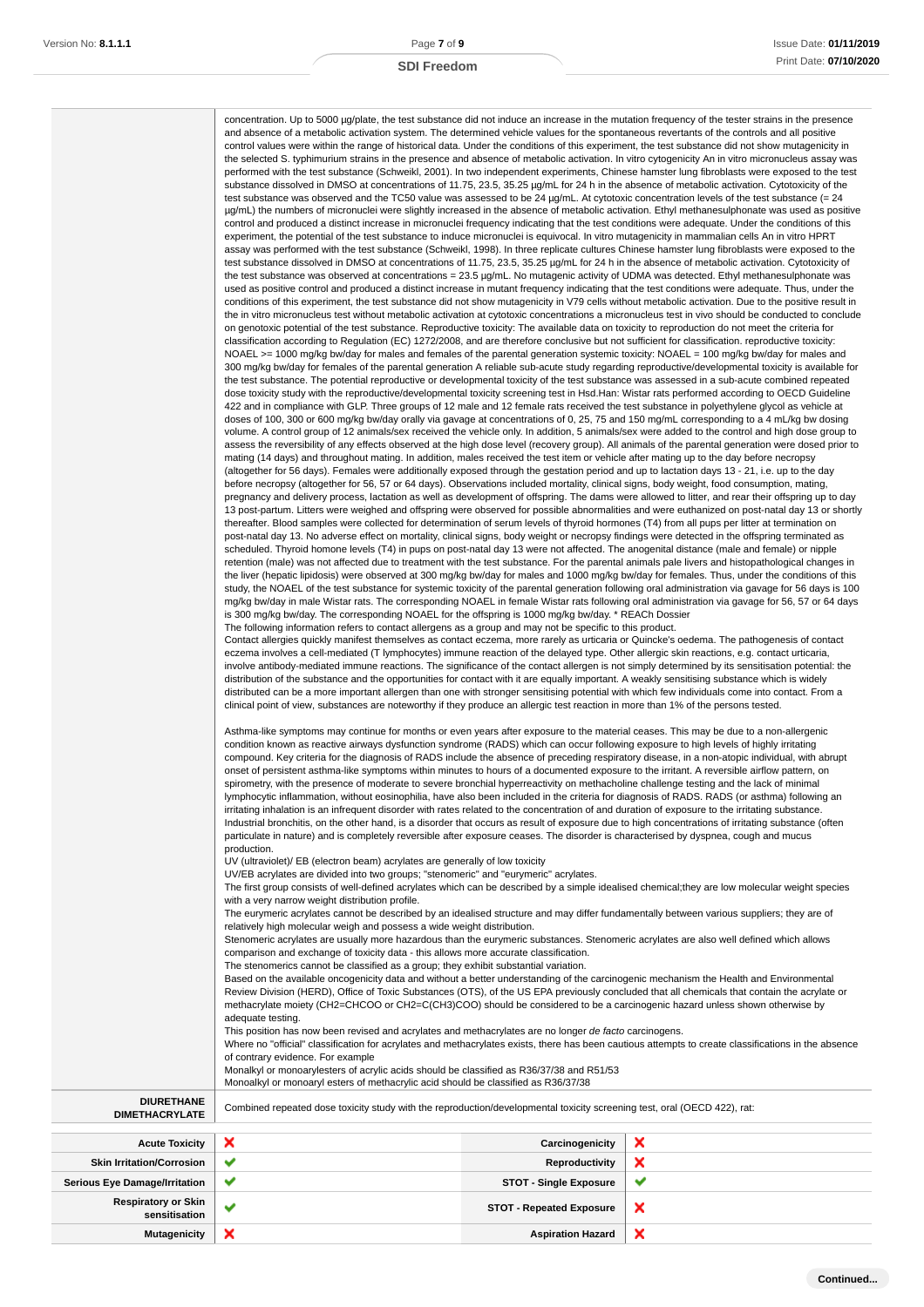| | |
|---|---|
| | concentration. Up to 5000 µg/plate, the test substance did not induce an increase in the mutation frequency of the tester strains in the presence and absence of a metabolic activation system. The determined vehicle values for the spontaneous revertants of the controls and all positive control values were within the range of historical data. Under the conditions of this experiment, the test substance did not show mutagenicity in the selected S. typhimurium strains in the presence and absence of metabolic activation. In vitro cytogenicity An in vitro micronucleus assay was performed with the test substance (Schweikl, 2001). In two independent experiments, Chinese hamster lung fibroblasts were exposed to the test substance dissolved in DMSO at concentrations of 11.75, 23.5, 35.25 µg/mL for 24 h in the absence of metabolic activation. Cytotoxicity of the test substance was observed and the TC50 value was assessed to be 24 µg/mL. At cytotoxic concentration levels of the test substance (= 24 µg/mL) the numbers of micronuclei were slightly increased in the absence of metabolic activation. Ethyl methanesulphonate was used as positive control and produced a distinct increase in micronuclei frequency indicating that the test conditions were adequate. Under the conditions of this experiment, the potential of the test substance to induce micronuclei is equivocal. In vitro mutagenicity in mammalian cells An in vitro HPRT assay was performed with the test substance (Schweikl, 1998). In three replicate cultures Chinese hamster lung fibroblasts were exposed to the test substance dissolved in DMSO at concentrations of 11.75, 23.5, 35.25 µg/mL for 24 h in the absence of metabolic activation. Cytotoxicity of the test substance was observed at concentrations = 23.5 µg/mL. No mutagenic activity of UDMA was detected. Ethyl methanesulphonate was used as positive control and produced a distinct increase in mutant frequency indicating that the test conditions were adequate. Thus, under the conditions of this experiment, the test substance did not show mutagenicity in V79 cells without metabolic activation. Due to the positive result in the in vitro micronucleus test without metabolic activation at cytotoxic concentrations a micronucleus test in vivo should be conducted to conclude on genotoxic potential of the test substance. Reproductive toxicity: The available data on toxicity to reproduction do not meet the criteria for classification according to Regulation (EC) 1272/2008, and are therefore conclusive but not sufficient for classification. reproductive toxicity: NOAEL >= 1000 mg/kg bw/day for males and females of the parental generation systemic toxicity: NOAEL = 100 mg/kg bw/day for males and 300 mg/kg bw/day for females of the parental generation A reliable sub-acute study regarding reproductive/developmental toxicity is available for the test substance. The potential reproductive or developmental toxicity of the test substance was assessed in a sub-acute combined repeated dose toxicity study with the reproductive/developmental toxicity screening test in Hsd.Han: Wistar rats performed according to OECD Guideline 422 and in compliance with GLP. Three groups of 12 male and 12 female rats received the test substance in polyethylene glycol as vehicle at doses of 100, 300 or 600 mg/kg bw/day orally via gavage at concentrations of 0, 25, 75 and 150 mg/mL corresponding to a 4 mL/kg bw dosing volume. A control group of 12 animals/sex received the vehicle only. In addition, 5 animals/sex were added to the control and high dose group to assess the reversibility of any effects observed at the high dose level (recovery group). All animals of the parental generation were dosed prior to mating (14 days) and throughout mating. In addition, males received the test item or vehicle after mating up to the day before necropsy (altogether for 56 days). Females were additionally exposed through the gestation period and up to lactation days 13 - 21, i.e. up to the day before necropsy (altogether for 56, 57 or 64 days). Observations included mortality, clinical signs, body weight, food consumption, mating, pregnancy and delivery process, lactation as well as development of offspring. The dams were allowed to litter, and rear their offspring up to day 13 post-partum. Litters were weighed and offspring were observed for possible abnormalities and were euthanized on post-natal day 13 or shortly thereafter. Blood samples were collected for determination of serum levels of thyroid hormones (T4) from all pups per litter at termination on post-natal day 13. No adverse effect on mortality, clinical signs, body weight or necropsy findings were detected in the offspring terminated as scheduled. Thyroid homone levels (T4) in pups on post-natal day 13 were not affected. The anogenital distance (male and female) or nipple retention (male) was not affected due to treatment with the test substance. For the parental animals pale livers and histopathological changes in the liver (hepatic lipidosis) were observed at 300 mg/kg bw/day for males and 1000 mg/kg bw/day for females. Thus, under the conditions of this study, the NOAEL of the test substance for systemic toxicity of the parental generation following oral administration via gavage for 56 days is 100 mg/kg bw/day in male Wistar rats. The corresponding NOAEL in female Wistar rats following oral administration via gavage for 56, 57 or 64 days is 300 mg/kg bw/day. The corresponding NOAEL for the offspring is 1000 mg/kg bw/day. * REACh Dossier<br>The following information refers to contact allergens as a group and may not be specific to this product.<br>Contact allergies quickly manifest themselves as contact eczema, more rarely as urticaria or Quincke's oedema. The pathogenesis of contact eczema involves a cell-mediated (T lymphocytes) immune reaction of the delayed type. Other allergic skin reactions, e.g. contact urticaria, involve antibody-mediated immune reactions. The significance of the contact allergen is not simply determined by its sensitisation potential: the distribution of the substance and the opportunities for contact with it are equally important. A weakly sensitising substance which is widely distributed can be a more important allergen than one with stronger sensitising potential with which few individuals come into contact. From a clinical point of view, substances are noteworthy if they produce an allergic test reaction in more than 1% of the persons tested.<br><br>Asthma-like symptoms may continue for months or even years after exposure to the material ceases. This may be due to a non-allergenic condition known as reactive airways dysfunction syndrome (RADS) which can occur following exposure to high levels of highly irritating compound. Key criteria for the diagnosis of RADS include the absence of preceding respiratory disease, in a non-atopic individual, with abrupt onset of persistent asthma-like symptoms within minutes to hours of a documented exposure to the irritant. A reversible airflow pattern, on spirometry, with the presence of moderate to severe bronchial hyperreactivity on methacholine challenge testing and the lack of minimal lymphocytic inflammation, without eosinophilia, have also been included in the criteria for diagnosis of RADS. RADS (or asthma) following an irritating inhalation is an infrequent disorder with rates related to the concentration of and duration of exposure to the irritating substance. Industrial bronchitis, on the other hand, is a disorder that occurs as result of exposure due to high concentrations of irritating substance (often particulate in nature) and is completely reversible after exposure ceases. The disorder is characterised by dyspnea, cough and mucus production.<br>UV (ultraviolet)/ EB (electron beam) acrylates are generally of low toxicity<br>UV/EB acrylates are divided into two groups; "stenomeric" and "eurymeric" acrylates.<br>The first group consists of well-defined acrylates which can be described by a simple idealised chemical;they are low molecular weight species with a very narrow weight distribution profile.<br>The eurymeric acrylates cannot be described by an idealised structure and may differ fundamentally between various suppliers; they are of relatively high molecular weigh and possess a wide weight distribution.<br>Stenomeric acrylates are usually more hazardous than the eurymeric substances. Stenomeric acrylates are also well defined which allows comparison and exchange of toxicity data - this allows more accurate classification.<br>The stenomerics cannot be classified as a group; they exhibit substantial variation.<br>Based on the available oncogenicity data and without a better understanding of the carcinogenic mechanism the Health and Environmental Review Division (HERD), Office of Toxic Substances (OTS), of the US EPA previously concluded that all chemicals that contain the acrylate or methacrylate moiety (CH2=CHCOO or CH2=C(CH3)COO) should be considered to be a carcinogenic hazard unless shown otherwise by adequate testing.<br>This position has now been revised and acrylates and methacrylates are no longer *de facto* carcinogens.<br>Where no "official" classification for acrylates and methacrylates exists, there has been cautious attempts to create classifications in the absence of contrary evidence. For example<br>Monalkyl or monoarylesters of acrylic acids should be classified as R36/37/38 and R51/53<br>Monoalkyl or monoaryl esters of methacrylic acid should be classified as R36/37/38 |
| **DIURETHANE DIMETHACRYLATE** | Combined repeated dose toxicity study with the reproduction/developmental toxicity screening test, oral (OECD 422), rat: |

| | | | |
|---|---|---|---|
| **Acute Toxicity** | ✘ | **Carcinogenicity** | ✘ |
| **Skin Irritation/Corrosion** | ✔ | **Reproductivity** | ✘ |
| **Serious Eye Damage/Irritation** | ✔ | **STOT - Single Exposure** | ✔ |
| **Respiratory or Skin sensitisation** | ✔ | **STOT - Repeated Exposure** | ✘ |
| **Mutagenicity** | ✘ | **Aspiration Hazard** | ✘ |

Continued...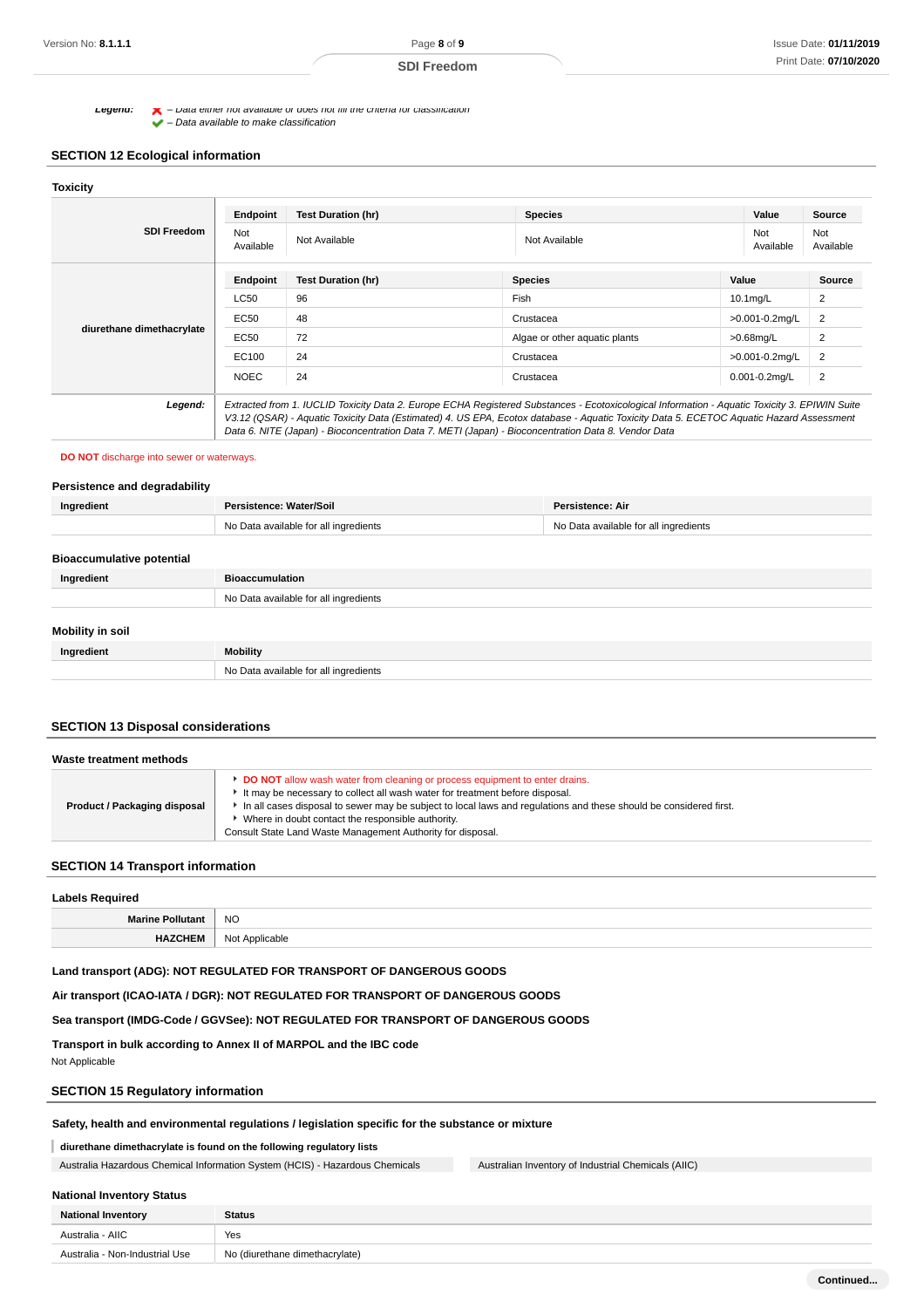**Legend:** ✘ – Data either not available or does not fill the criteria for classification
✔ – Data available to make classification

## SECTION 12 Ecological information

### Toxicity

| | Endpoint | Test Duration (hr) | Species | Value | Source |
|---|---|---|---|---|---|
| **SDI Freedom** | Not Available | Not Available | Not Available | Not Available | Not Available |

| | Endpoint | Test Duration (hr) | Species | Value | Source |
|---|---|---|---|---|---|
| **diurethane dimethacrylate** | LC50 | 96 | Fish | 10.1mg/L | 2 |
| | EC50 | 48 | Crustacea | >0.001-0.2mg/L | 2 |
| | EC50 | 72 | Algae or other aquatic plants | >0.68mg/L | 2 |
| | EC100 | 24 | Crustacea | >0.001-0.2mg/L | 2 |
| | NOEC | 24 | Crustacea | 0.001-0.2mg/L | 2 |

***Legend:*** *Extracted from 1. IUCLID Toxicity Data 2. Europe ECHA Registered Substances - Ecotoxicological Information - Aquatic Toxicity 3. EPIWIN Suite V3.12 (QSAR) - Aquatic Toxicity Data (Estimated) 4. US EPA, Ecotox database - Aquatic Toxicity Data 5. ECETOC Aquatic Hazard Assessment Data 6. NITE (Japan) - Bioconcentration Data 7. METI (Japan) - Bioconcentration Data 8. Vendor Data*

**DO NOT** discharge into sewer or waterways.

### Persistence and degradability

| Ingredient | Persistence: Water/Soil | Persistence: Air |
|---|---|---|
| | No Data available for all ingredients | No Data available for all ingredients |

### Bioaccumulative potential

| Ingredient | Bioaccumulation |
|---|---|
| | No Data available for all ingredients |

### Mobility in soil

| Ingredient | Mobility |
|---|---|
| | No Data available for all ingredients |

## SECTION 13 Disposal considerations

### Waste treatment methods

| | |
|---|---|
| **Product / Packaging disposal** | ‣ **DO NOT** allow wash water from cleaning or process equipment to enter drains.<br>‣ It may be necessary to collect all wash water for treatment before disposal.<br>‣ In all cases disposal to sewer may be subject to local laws and regulations and these should be considered first.<br>‣ Where in doubt contact the responsible authority.<br>Consult State Land Waste Management Authority for disposal. |

## SECTION 14 Transport information

### Labels Required

| | |
|---|---|
| **Marine Pollutant** | NO |
| **HAZCHEM** | Not Applicable |

**Land transport (ADG): NOT REGULATED FOR TRANSPORT OF DANGEROUS GOODS**

**Air transport (ICAO-IATA / DGR): NOT REGULATED FOR TRANSPORT OF DANGEROUS GOODS**

**Sea transport (IMDG-Code / GGVSee): NOT REGULATED FOR TRANSPORT OF DANGEROUS GOODS**

**Transport in bulk according to Annex II of MARPOL and the IBC code**

Not Applicable

## SECTION 15 Regulatory information

### Safety, health and environmental regulations / legislation specific for the substance or mixture

**diurethane dimethacrylate is found on the following regulatory lists**

| | |
|---|---|
| Australia Hazardous Chemical Information System (HCIS) - Hazardous Chemicals | Australian Inventory of Industrial Chemicals (AIIC) |

### National Inventory Status

| National Inventory | Status |
|---|---|
| Australia - AIIC | Yes |
| Australia - Non-Industrial Use | No (diurethane dimethacrylate) |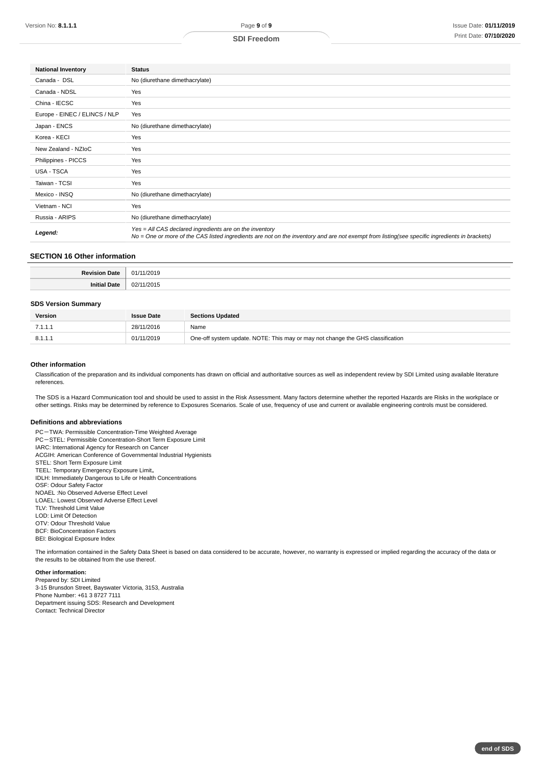| National Inventory | Status |
| --- | --- |
| Canada - DSL | No (diurethane dimethacrylate) |
| Canada - NDSL | Yes |
| China - IECSC | Yes |
| Europe - EINEC / ELINCS / NLP | Yes |
| Japan - ENCS | No (diurethane dimethacrylate) |
| Korea - KECI | Yes |
| New Zealand - NZIoC | Yes |
| Philippines - PICCS | Yes |
| USA - TSCA | Yes |
| Taiwan - TCSI | Yes |
| Mexico - INSQ | No (diurethane dimethacrylate) |
| Vietnam - NCI | Yes |
| Russia - ARIPS | No (diurethane dimethacrylate) |
| *Legend:* | *Yes = All CAS declared ingredients are on the inventory*<br>*No = One or more of the CAS listed ingredients are not on the inventory and are not exempt from listing(see specific ingredients in brackets)* |

## SECTION 16 Other information

| | |
| --- | --- |
| **Revision Date** | 01/11/2019 |
| **Initial Date** | 02/11/2015 |

### SDS Version Summary

| Version | Issue Date | Sections Updated |
| --- | --- | --- |
| 7.1.1.1 | 28/11/2016 | Name |
| 8.1.1.1 | 01/11/2019 | One-off system update. NOTE: This may or may not change the GHS classification |

### Other information

Classification of the preparation and its individual components has drawn on official and authoritative sources as well as independent review by SDI Limited using available literature references.

The SDS is a Hazard Communication tool and should be used to assist in the Risk Assessment. Many factors determine whether the reported Hazards are Risks in the workplace or other settings. Risks may be determined by reference to Exposures Scenarios. Scale of use, frequency of use and current or available engineering controls must be considered.

### Definitions and abbreviations

PC－TWA: Permissible Concentration-Time Weighted Average
PC－STEL: Permissible Concentration-Short Term Exposure Limit
IARC: International Agency for Research on Cancer
ACGIH: American Conference of Governmental Industrial Hygienists
STEL: Short Term Exposure Limit
TEEL: Temporary Emergency Exposure Limit。
IDLH: Immediately Dangerous to Life or Health Concentrations
OSF: Odour Safety Factor
NOAEL :No Observed Adverse Effect Level
LOAEL: Lowest Observed Adverse Effect Level
TLV: Threshold Limit Value
LOD: Limit Of Detection
OTV: Odour Threshold Value
BCF: BioConcentration Factors
BEI: Biological Exposure Index

The information contained in the Safety Data Sheet is based on data considered to be accurate, however, no warranty is expressed or implied regarding the accuracy of the data or the results to be obtained from the use thereof.

**Other information:**
Prepared by: SDI Limited
3-15 Brunsdon Street, Bayswater Victoria, 3153, Australia
Phone Number: +61 3 8727 7111
Department issuing SDS: Research and Development
Contact: Technical Director

**end of SDS**